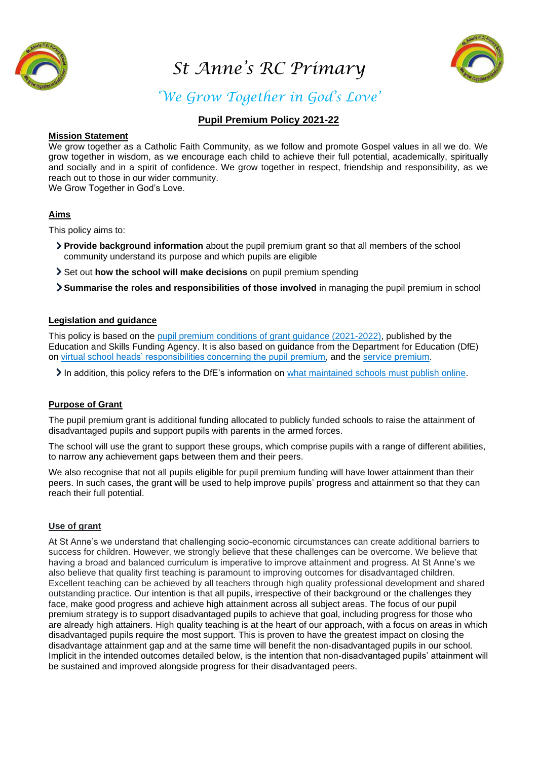# St Anne's RC Primary

## *'We Grow Together in God's Love'*

### Pupil Premium Policy 2021-22

**Mission Statement**

We grow together as a Catholic Faith Community, as we follow and promote Gospel values in all we do. We grow together in wisdom, as we encourage each child to achieve their full potential, academically, spiritually and socially and in a spirit of confidence. We grow together in respect, friendship and responsibility, as we reach out to those in our wider community.
We Grow Together in God's Love.

**Aims**

This policy aims to:

- **Provide background information** about the pupil premium grant so that all members of the school community understand its purpose and which pupils are eligible
- Set out **how the school will make decisions** on pupil premium spending
- **Summarise the roles and responsibilities of those involved** in managing the pupil premium in school

**Legislation and guidance**

This policy is based on the pupil premium conditions of grant guidance (2021-2022), published by the Education and Skills Funding Agency. It is also based on guidance from the Department for Education (DfE) on virtual school heads' responsibilities concerning the pupil premium, and the service premium.

- In addition, this policy refers to the DfE's information on what maintained schools must publish online.

**Purpose of Grant**

The pupil premium grant is additional funding allocated to publicly funded schools to raise the attainment of disadvantaged pupils and support pupils with parents in the armed forces.

The school will use the grant to support these groups, which comprise pupils with a range of different abilities, to narrow any achievement gaps between them and their peers.

We also recognise that not all pupils eligible for pupil premium funding will have lower attainment than their peers. In such cases, the grant will be used to help improve pupils' progress and attainment so that they can reach their full potential.

**Use of grant**

At St Anne's we understand that challenging socio-economic circumstances can create additional barriers to success for children. However, we strongly believe that these challenges can be overcome. We believe that having a broad and balanced curriculum is imperative to improve attainment and progress. At St Anne's we also believe that quality first teaching is paramount to improving outcomes for disadvantaged children. Excellent teaching can be achieved by all teachers through high quality professional development and shared outstanding practice. Our intention is that all pupils, irrespective of their background or the challenges they face, make good progress and achieve high attainment across all subject areas. The focus of our pupil premium strategy is to support disadvantaged pupils to achieve that goal, including progress for those who are already high attainers. High quality teaching is at the heart of our approach, with a focus on areas in which disadvantaged pupils require the most support. This is proven to have the greatest impact on closing the disadvantage attainment gap and at the same time will benefit the non-disadvantaged pupils in our school. Implicit in the intended outcomes detailed below, is the intention that non-disadvantaged pupils' attainment will be sustained and improved alongside progress for their disadvantaged peers.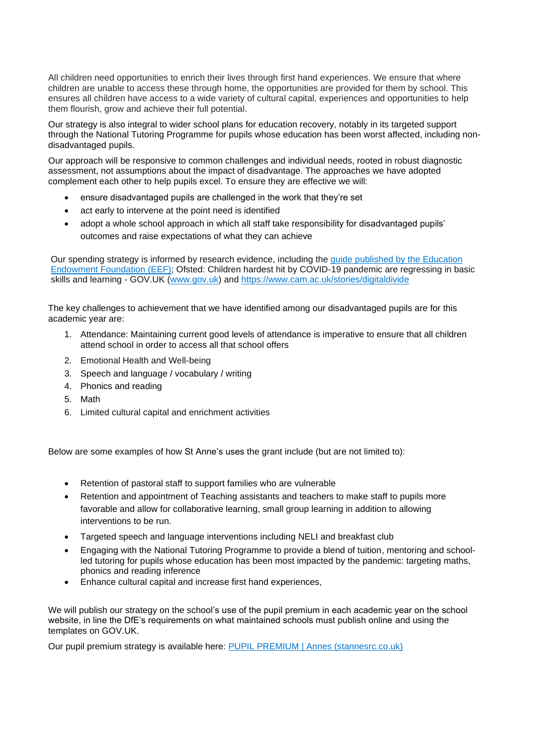All children need opportunities to enrich their lives through first hand experiences. We ensure that where children are unable to access these through home, the opportunities are provided for them by school. This ensures all children have access to a wide variety of cultural capital, experiences and opportunities to help them flourish, grow and achieve their full potential.

Our strategy is also integral to wider school plans for education recovery, notably in its targeted support through the National Tutoring Programme for pupils whose education has been worst affected, including non-disadvantaged pupils.

Our approach will be responsive to common challenges and individual needs, rooted in robust diagnostic assessment, not assumptions about the impact of disadvantage. The approaches we have adopted complement each other to help pupils excel. To ensure they are effective we will:

- ensure disadvantaged pupils are challenged in the work that they're set
- act early to intervene at the point need is identified
- adopt a whole school approach in which all staff take responsibility for disadvantaged pupils' outcomes and raise expectations of what they can achieve

Our spending strategy is informed by research evidence, including the [guide published by the Education Endowment Foundation (EEF)](); Ofsted: Children hardest hit by COVID-19 pandemic are regressing in basic skills and learning - GOV.UK ([www.gov.uk]()) and [https://www.cam.ac.uk/stories/digitaldivide](https://www.cam.ac.uk/stories/digitaldivide)

The key challenges to achievement that we have identified among our disadvantaged pupils are for this academic year are:

1. Attendance: Maintaining current good levels of attendance is imperative to ensure that all children attend school in order to access all that school offers
2. Emotional Health and Well-being
3. Speech and language / vocabulary / writing
4. Phonics and reading
5. Math
6. Limited cultural capital and enrichment activities

Below are some examples of how St Anne's uses the grant include (but are not limited to):

- Retention of pastoral staff to support families who are vulnerable
- Retention and appointment of Teaching assistants and teachers to make staff to pupils more favorable and allow for collaborative learning, small group learning in addition to allowing interventions to be run.
- Targeted speech and language interventions including NELI and breakfast club
- Engaging with the National Tutoring Programme to provide a blend of tuition, mentoring and school-led tutoring for pupils whose education has been most impacted by the pandemic: targeting maths, phonics and reading inference
- Enhance cultural capital and increase first hand experiences,

We will publish our strategy on the school's use of the pupil premium in each academic year on the school website, in line the DfE's requirements on what maintained schools must publish online and using the templates on GOV.UK.

Our pupil premium strategy is available here: [PUPIL PREMIUM | Annes (stannesrc.co.uk)]()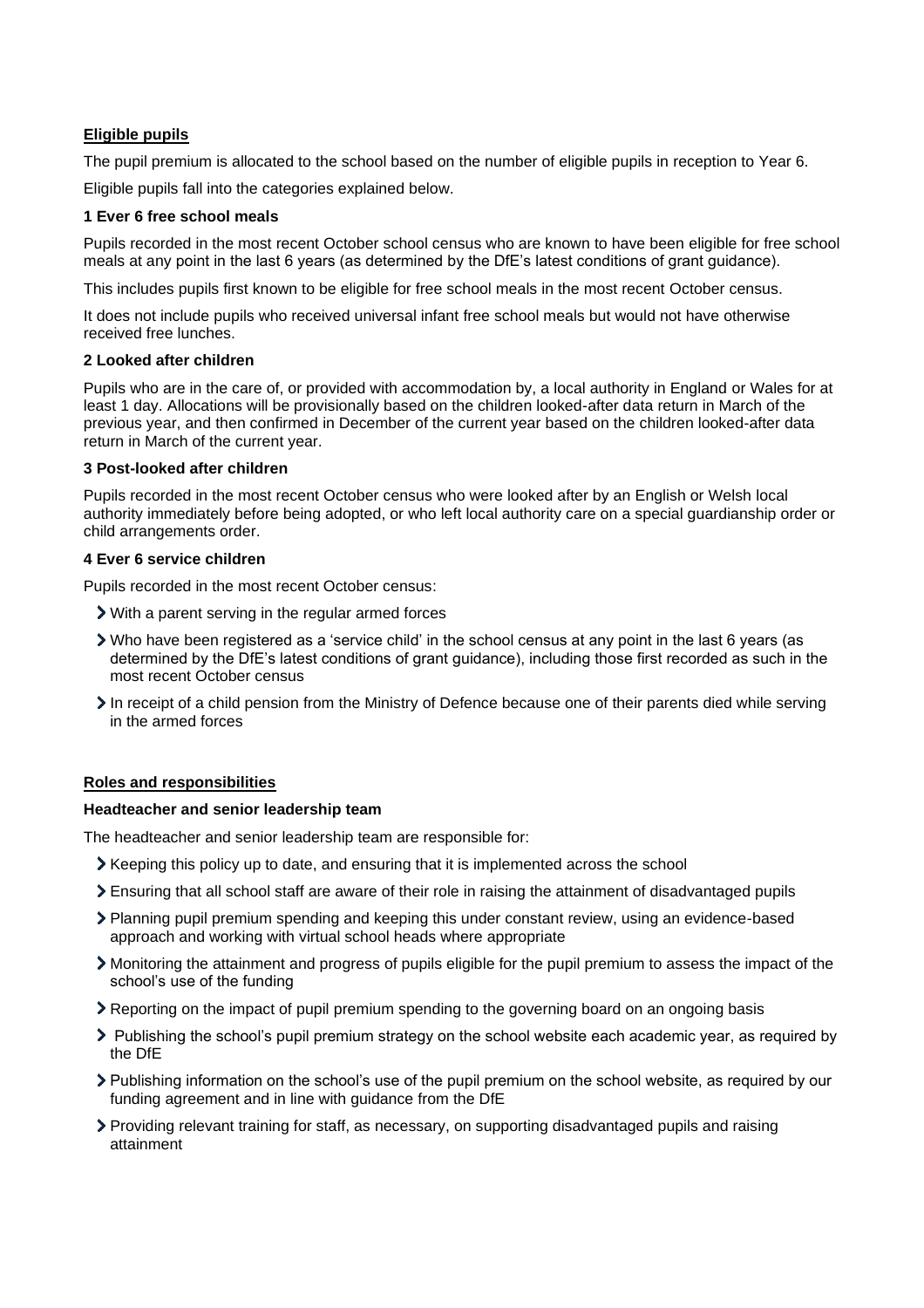## Eligible pupils

The pupil premium is allocated to the school based on the number of eligible pupils in reception to Year 6.

Eligible pupils fall into the categories explained below.

### 1 Ever 6 free school meals

Pupils recorded in the most recent October school census who are known to have been eligible for free school meals at any point in the last 6 years (as determined by the DfE's latest conditions of grant guidance).

This includes pupils first known to be eligible for free school meals in the most recent October census.

It does not include pupils who received universal infant free school meals but would not have otherwise received free lunches.

### 2 Looked after children

Pupils who are in the care of, or provided with accommodation by, a local authority in England or Wales for at least 1 day. Allocations will be provisionally based on the children looked-after data return in March of the previous year, and then confirmed in December of the current year based on the children looked-after data return in March of the current year.

### 3 Post-looked after children

Pupils recorded in the most recent October census who were looked after by an English or Welsh local authority immediately before being adopted, or who left local authority care on a special guardianship order or child arrangements order.

### 4 Ever 6 service children

Pupils recorded in the most recent October census:

- With a parent serving in the regular armed forces
- Who have been registered as a 'service child' in the school census at any point in the last 6 years (as determined by the DfE's latest conditions of grant guidance), including those first recorded as such in the most recent October census
- In receipt of a child pension from the Ministry of Defence because one of their parents died while serving in the armed forces

## Roles and responsibilities

### Headteacher and senior leadership team

The headteacher and senior leadership team are responsible for:

- Keeping this policy up to date, and ensuring that it is implemented across the school
- Ensuring that all school staff are aware of their role in raising the attainment of disadvantaged pupils
- Planning pupil premium spending and keeping this under constant review, using an evidence-based approach and working with virtual school heads where appropriate
- Monitoring the attainment and progress of pupils eligible for the pupil premium to assess the impact of the school's use of the funding
- Reporting on the impact of pupil premium spending to the governing board on an ongoing basis
- Publishing the school's pupil premium strategy on the school website each academic year, as required by the DfE
- Publishing information on the school's use of the pupil premium on the school website, as required by our funding agreement and in line with guidance from the DfE
- Providing relevant training for staff, as necessary, on supporting disadvantaged pupils and raising attainment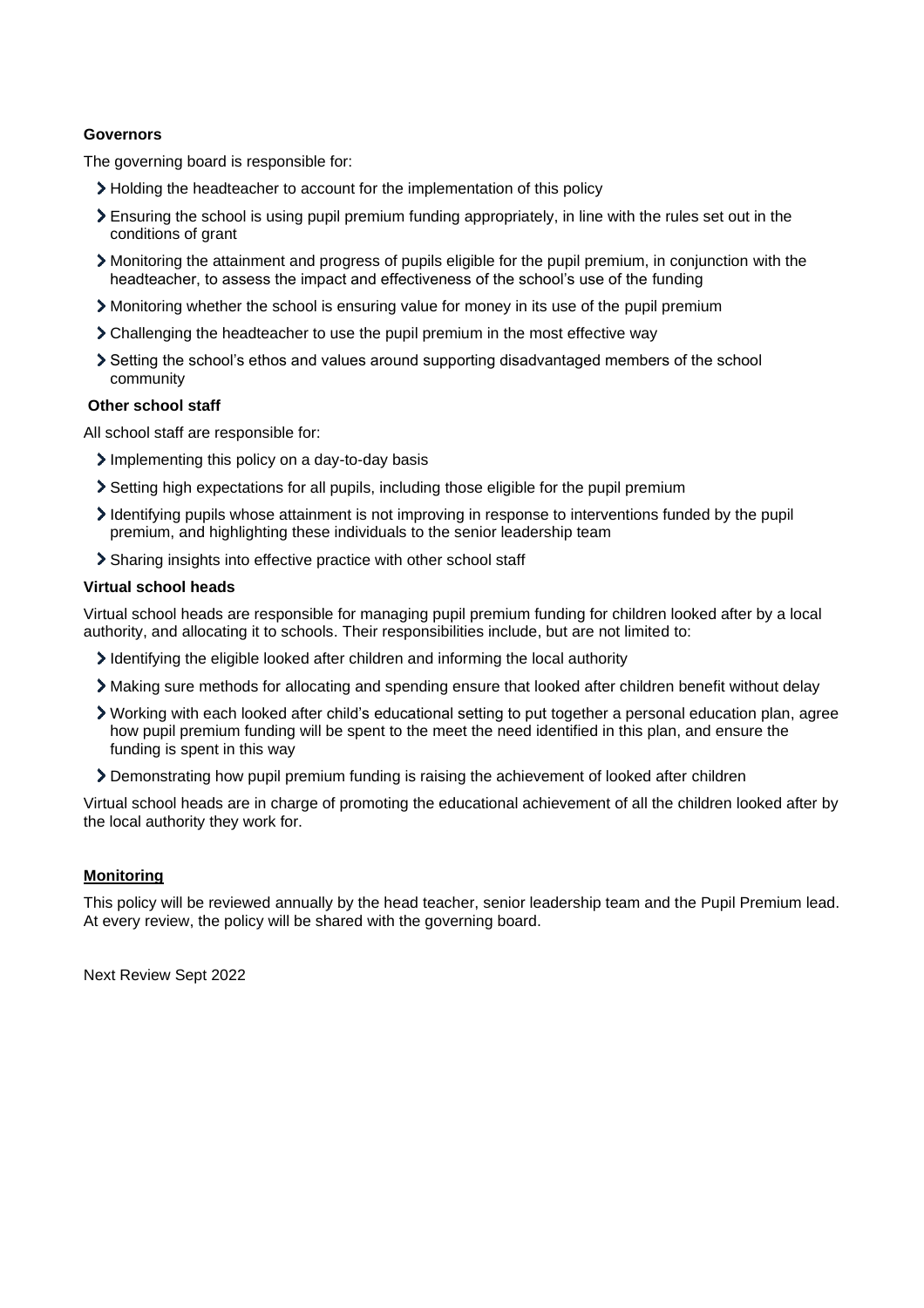**Governors**

The governing board is responsible for:

- Holding the headteacher to account for the implementation of this policy
- Ensuring the school is using pupil premium funding appropriately, in line with the rules set out in the conditions of grant
- Monitoring the attainment and progress of pupils eligible for the pupil premium, in conjunction with the headteacher, to assess the impact and effectiveness of the school's use of the funding
- Monitoring whether the school is ensuring value for money in its use of the pupil premium
- Challenging the headteacher to use the pupil premium in the most effective way
- Setting the school's ethos and values around supporting disadvantaged members of the school community

**Other school staff**

All school staff are responsible for:

- Implementing this policy on a day-to-day basis
- Setting high expectations for all pupils, including those eligible for the pupil premium
- Identifying pupils whose attainment is not improving in response to interventions funded by the pupil premium, and highlighting these individuals to the senior leadership team
- Sharing insights into effective practice with other school staff

**Virtual school heads**

Virtual school heads are responsible for managing pupil premium funding for children looked after by a local authority, and allocating it to schools. Their responsibilities include, but are not limited to:

- Identifying the eligible looked after children and informing the local authority
- Making sure methods for allocating and spending ensure that looked after children benefit without delay
- Working with each looked after child's educational setting to put together a personal education plan, agree how pupil premium funding will be spent to the meet the need identified in this plan, and ensure the funding is spent in this way
- Demonstrating how pupil premium funding is raising the achievement of looked after children

Virtual school heads are in charge of promoting the educational achievement of all the children looked after by the local authority they work for.

**Monitoring**

This policy will be reviewed annually by the head teacher, senior leadership team and the Pupil Premium lead. At every review, the policy will be shared with the governing board.

Next Review Sept 2022